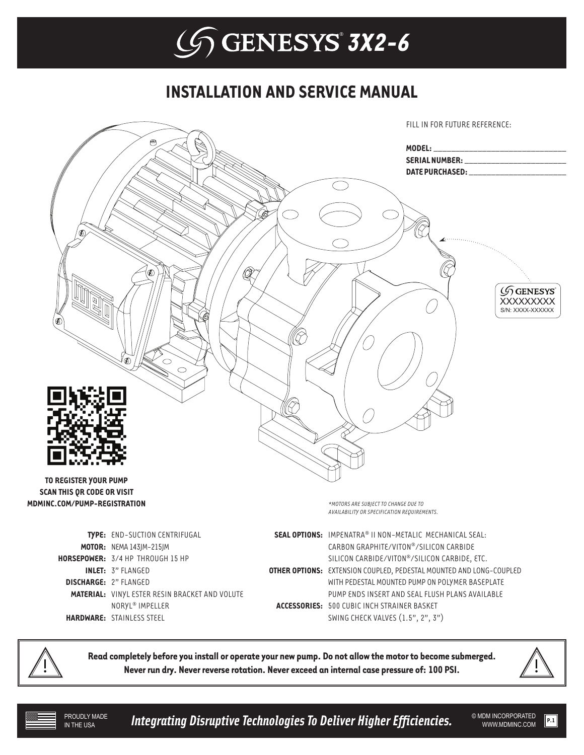# GENESYS® 3X2-6

## INSTALLATION AND SERVICE MANUAL

FILL IN FOR FUTURE REFERENCE:

**MODEL:** ___________________________

**SERIAL NUMBER:** ______________________

**DATE PURCHASED:** _____________________

GENESYS®
XXXXXXXXX
S/N: XXXX-XXXXXX

**TO REGISTER YOUR PUMP SCAN THIS QR CODE OR VISIT MDMINC.COM/PUMP-REGISTRATION**

*\*MOTORS ARE SUBJECT TO CHANGE DUE TO AVAILABILITY OR SPECIFICATION REQUIREMENTS.*

**TYPE:** END-SUCTION CENTRIFUGAL

**MOTOR:** NEMA 143JM-215JM

**HORSEPOWER:** 3/4 HP THROUGH 15 HP

**INLET:** 3" FLANGED

**DISCHARGE:** 2" FLANGED

**MATERIAL:** VINYL ESTER RESIN BRACKET AND VOLUTE
NORYL® IMPELLER

**HARDWARE:** STAINLESS STEEL

**SEAL OPTIONS:** IMPENATRA® II NON-METALIC MECHANICAL SEAL:
CARBON GRAPHITE/VITON®/SILICON CARBIDE
SILICON CARBIDE/VITON®/SILICON CARBIDE, ETC.

**OTHER OPTIONS:** EXTENSION COUPLED, PEDESTAL MOUNTED AND LONG-COUPLED WITH PEDESTAL MOUNTED PUMP ON POLYMER BASEPLATE
PUMP ENDS INSERT AND SEAL FLUSH PLANS AVAILABLE

**ACCESSORIES:** 500 CUBIC INCH STRAINER BASKET
SWING CHECK VALVES (1.5", 2", 3")

**Read completely before you install or operate your new pump. Do not allow the motor to become submerged. Never run dry. Never reverse rotation. Never exceed an internal case pressure of: 100 PSI.**

PROUDLY MADE IN THE USA

*Integrating Disruptive Technologies To Deliver Higher Efficiencies.*

© MDM INCORPORATED
WWW.MDMINC.COM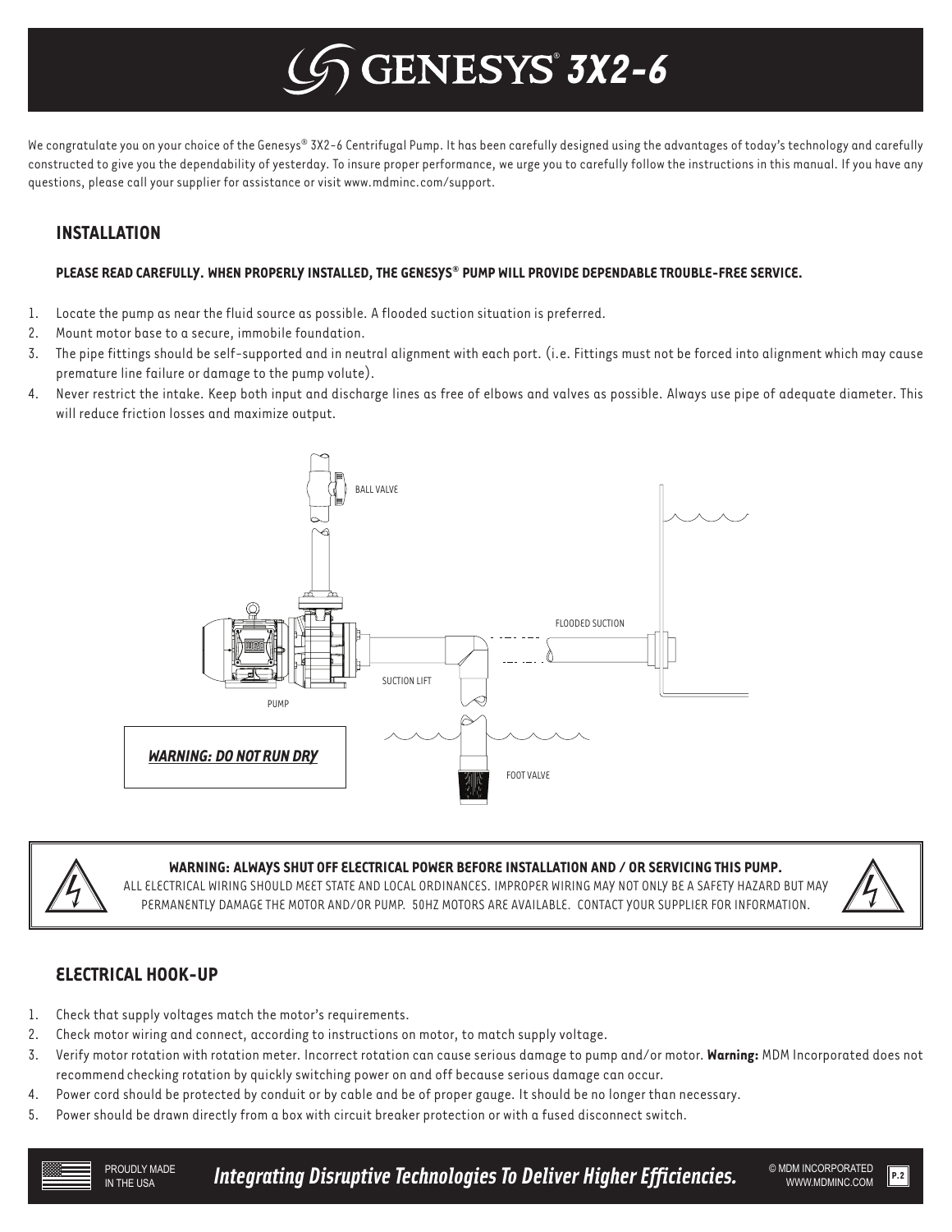# GENESYS® 3X2-6

We congratulate you on your choice of the Genesys® 3X2-6 Centrifugal Pump. It has been carefully designed using the advantages of today's technology and carefully constructed to give you the dependability of yesterday. To insure proper performance, we urge you to carefully follow the instructions in this manual. If you have any questions, please call your supplier for assistance or visit www.mdminc.com/support.

## INSTALLATION

**PLEASE READ CAREFULLY. WHEN PROPERLY INSTALLED, THE GENESYS® PUMP WILL PROVIDE DEPENDABLE TROUBLE-FREE SERVICE.**

1. Locate the pump as near the fluid source as possible. A flooded suction situation is preferred.
2. Mount motor base to a secure, immobile foundation.
3. The pipe fittings should be self-supported and in neutral alignment with each port. (i.e. Fittings must not be forced into alignment which may cause premature line failure or damage to the pump volute).
4. Never restrict the intake. Keep both input and discharge lines as free of elbows and valves as possible. Always use pipe of adequate diameter. This will reduce friction losses and maximize output.

BALL VALVE
FLOODED SUCTION
SUCTION LIFT
PUMP
FOOT VALVE

***WARNING: DO NOT RUN DRY***

**WARNING: ALWAYS SHUT OFF ELECTRICAL POWER BEFORE INSTALLATION AND / OR SERVICING THIS PUMP.**
ALL ELECTRICAL WIRING SHOULD MEET STATE AND LOCAL ORDINANCES. IMPROPER WIRING MAY NOT ONLY BE A SAFETY HAZARD BUT MAY PERMANENTLY DAMAGE THE MOTOR AND/OR PUMP. 50HZ MOTORS ARE AVAILABLE. CONTACT YOUR SUPPLIER FOR INFORMATION.

## ELECTRICAL HOOK-UP

1. Check that supply voltages match the motor's requirements.
2. Check motor wiring and connect, according to instructions on motor, to match supply voltage.
3. Verify motor rotation with rotation meter. Incorrect rotation can cause serious damage to pump and/or motor. **Warning:** MDM Incorporated does not recommend checking rotation by quickly switching power on and off because serious damage can occur.
4. Power cord should be protected by conduit or by cable and be of proper gauge. It should be no longer than necessary.
5. Power should be drawn directly from a box with circuit breaker protection or with a fused disconnect switch.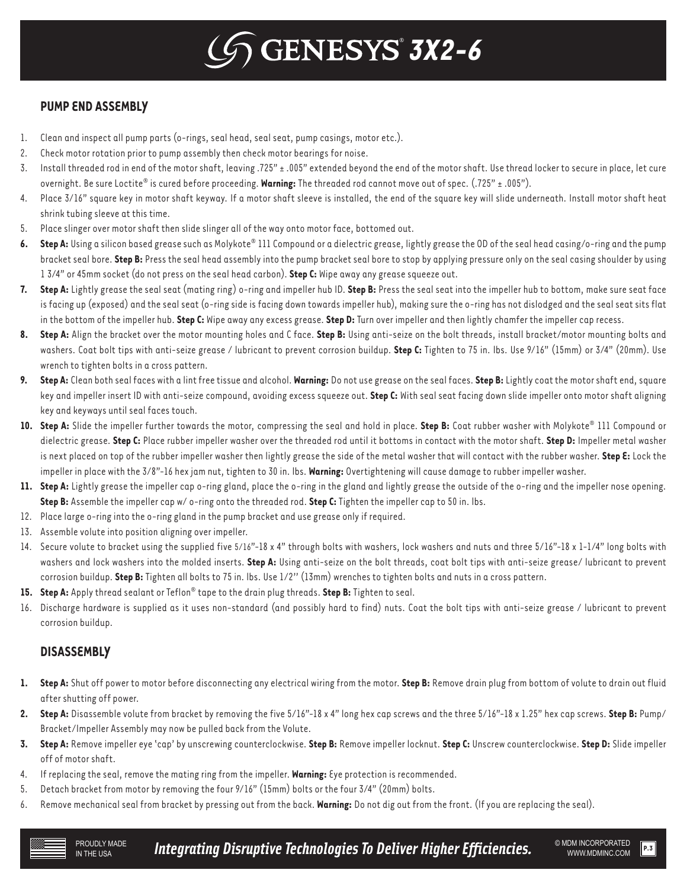# GENESYS® 3X2-6

## PUMP END ASSEMBLY

1. Clean and inspect all pump parts (o-rings, seal head, seal seat, pump casings, motor etc.).
2. Check motor rotation prior to pump assembly then check motor bearings for noise.
3. Install threaded rod in end of the motor shaft, leaving .725" ± .005" extended beyond the end of the motor shaft. Use thread locker to secure in place, let cure overnight. Be sure Loctite® is cured before proceeding. **Warning:** The threaded rod cannot move out of spec. (.725" ± .005").
4. Place 3/16" square key in motor shaft keyway. If a motor shaft sleeve is installed, the end of the square key will slide underneath. Install motor shaft heat shrink tubing sleeve at this time.
5. Place slinger over motor shaft then slide slinger all of the way onto motor face, bottomed out.
6. **Step A:** Using a silicon based grease such as Molykote® 111 Compound or a dielectric grease, lightly grease the OD of the seal head casing/o-ring and the pump bracket seal bore. **Step B:** Press the seal head assembly into the pump bracket seal bore to stop by applying pressure only on the seal casing shoulder by using 1 3/4" or 45mm socket (do not press on the seal head carbon). **Step C:** Wipe away any grease squeeze out.
7. **Step A:** Lightly grease the seal seat (mating ring) o-ring and impeller hub ID. **Step B:** Press the seal seat into the impeller hub to bottom, make sure seat face is facing up (exposed) and the seal seat (o-ring side is facing down towards impeller hub), making sure the o-ring has not dislodged and the seal seat sits flat in the bottom of the impeller hub. **Step C:** Wipe away any excess grease. **Step D:** Turn over impeller and then lightly chamfer the impeller cap recess.
8. **Step A:** Align the bracket over the motor mounting holes and C face. **Step B:** Using anti-seize on the bolt threads, install bracket/motor mounting bolts and washers. Coat bolt tips with anti-seize grease / lubricant to prevent corrosion buildup. **Step C:** Tighten to 75 in. lbs. Use 9/16" (15mm) or 3/4" (20mm). Use wrench to tighten bolts in a cross pattern.
9. **Step A:** Clean both seal faces with a lint free tissue and alcohol. **Warning:** Do not use grease on the seal faces. **Step B:** Lightly coat the motor shaft end, square key and impeller insert ID with anti-seize compound, avoiding excess squeeze out. **Step C:** With seal seat facing down slide impeller onto motor shaft aligning key and keyways until seal faces touch.
10. **Step A:** Slide the impeller further towards the motor, compressing the seal and hold in place. **Step B:** Coat rubber washer with Molykote® 111 Compound or dielectric grease. **Step C:** Place rubber impeller washer over the threaded rod until it bottoms in contact with the motor shaft. **Step D:** Impeller metal washer is next placed on top of the rubber impeller washer then lightly grease the side of the metal washer that will contact with the rubber washer. **Step E:** Lock the impeller in place with the 3/8"-16 hex jam nut, tighten to 30 in. lbs. **Warning:** Overtightening will cause damage to rubber impeller washer.
11. **Step A:** Lightly grease the impeller cap o-ring gland, place the o-ring in the gland and lightly grease the outside of the o-ring and the impeller nose opening. **Step B:** Assemble the impeller cap w/ o-ring onto the threaded rod. **Step C:** Tighten the impeller cap to 50 in. lbs.
12. Place large o-ring into the o-ring gland in the pump bracket and use grease only if required.
13. Assemble volute into position aligning over impeller.
14. Secure volute to bracket using the supplied five 5/16"-18 x 4" through bolts with washers, lock washers and nuts and three 5/16"-18 x 1-1/4" long bolts with washers and lock washers into the molded inserts. **Step A:** Using anti-seize on the bolt threads, coat bolt tips with anti-seize grease/ lubricant to prevent corrosion buildup. **Step B:** Tighten all bolts to 75 in. lbs. Use 1/2'' (13mm) wrenches to tighten bolts and nuts in a cross pattern.
15. **Step A:** Apply thread sealant or Teflon® tape to the drain plug threads. **Step B:** Tighten to seal.
16. Discharge hardware is supplied as it uses non-standard (and possibly hard to find) nuts. Coat the bolt tips with anti-seize grease / lubricant to prevent corrosion buildup.

## DISASSEMBLY

1. **Step A:** Shut off power to motor before disconnecting any electrical wiring from the motor. **Step B:** Remove drain plug from bottom of volute to drain out fluid after shutting off power.
2. **Step A:** Disassemble volute from bracket by removing the five 5/16"-18 x 4" long hex cap screws and the three 5/16"-18 x 1.25" hex cap screws. **Step B:** Pump/ Bracket/Impeller Assembly may now be pulled back from the Volute.
3. **Step A:** Remove impeller eye 'cap' by unscrewing counterclockwise. **Step B:** Remove impeller locknut. **Step C:** Unscrew counterclockwise. **Step D:** Slide impeller off of motor shaft.
4. If replacing the seal, remove the mating ring from the impeller. **Warning:** Eye protection is recommended.
5. Detach bracket from motor by removing the four 9/16" (15mm) bolts or the four 3/4" (20mm) bolts.
6. Remove mechanical seal from bracket by pressing out from the back. **Warning:** Do not dig out from the front. (If you are replacing the seal).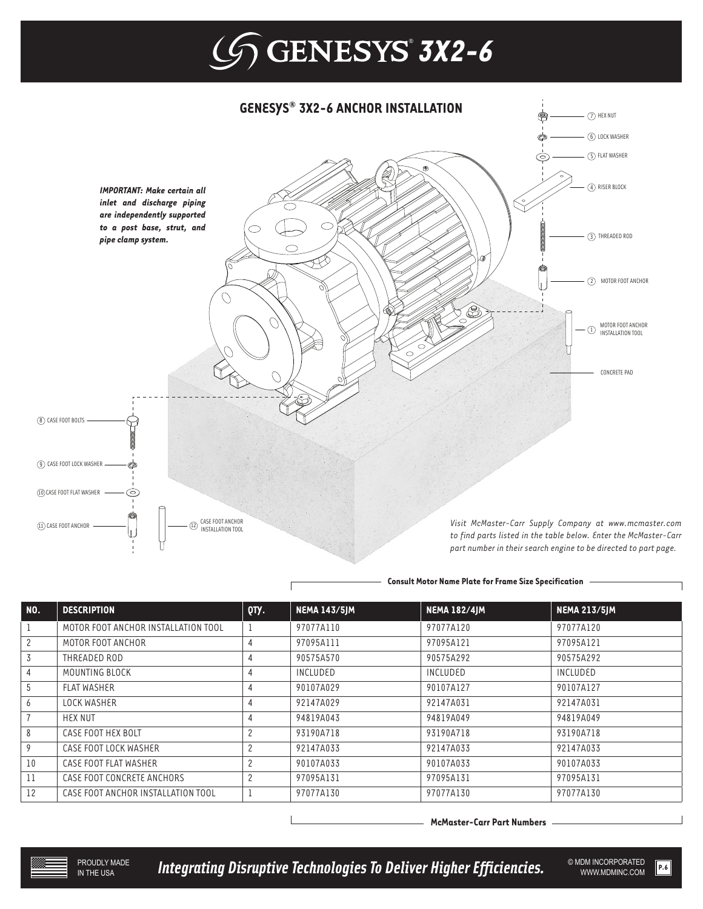# GENESYS® 3X2-6

## GENESYS® 3X2-6 ANCHOR INSTALLATION

***IMPORTANT: Make certain all inlet and discharge piping are independently supported to a post base, strut, and pipe clamp system.***

7 HEX NUT
6 LOCK WASHER
5 FLAT WASHER
4 RISER BLOCK
3 THREADED ROD
2 MOTOR FOOT ANCHOR
1 MOTOR FOOT ANCHOR INSTALLATION TOOL
CONCRETE PAD
8 CASE FOOT BOLTS
9 CASE FOOT LOCK WASHER
10 CASE FOOT FLAT WASHER
11 CASE FOOT ANCHOR
12 CASE FOOT ANCHOR INSTALLATION TOOL

*Visit McMaster-Carr Supply Company at www.mcmaster.com to find parts listed in the table below. Enter the McMaster-Carr part number in their search engine to be directed to part page.*

**Consult Motor Name Plate for Frame Size Specification**

| NO. | DESCRIPTION | QTY. | NEMA 143/5JM | NEMA 182/4JM | NEMA 213/5JM |
|---|---|---|---|---|---|
| 1 | MOTOR FOOT ANCHOR INSTALLATION TOOL | 1 | 97077A110 | 97077A120 | 97077A120 |
| 2 | MOTOR FOOT ANCHOR | 4 | 97095A111 | 97095A121 | 97095A121 |
| 3 | THREADED ROD | 4 | 90575A570 | 90575A292 | 90575A292 |
| 4 | MOUNTING BLOCK | 4 | INCLUDED | INCLUDED | INCLUDED |
| 5 | FLAT WASHER | 4 | 90107A029 | 90107A127 | 90107A127 |
| 6 | LOCK WASHER | 4 | 92147A029 | 92147A031 | 92147A031 |
| 7 | HEX NUT | 4 | 94819A043 | 94819A049 | 94819A049 |
| 8 | CASE FOOT HEX BOLT | 2 | 93190A718 | 93190A718 | 93190A718 |
| 9 | CASE FOOT LOCK WASHER | 2 | 92147A033 | 92147A033 | 92147A033 |
| 10 | CASE FOOT FLAT WASHER | 2 | 90107A033 | 90107A033 | 90107A033 |
| 11 | CASE FOOT CONCRETE ANCHORS | 2 | 97095A131 | 97095A131 | 97095A131 |
| 12 | CASE FOOT ANCHOR INSTALLATION TOOL | 1 | 97077A130 | 97077A130 | 97077A130 |

**McMaster-Carr Part Numbers**

PROUDLY MADE IN THE USA

***Integrating Disruptive Technologies To Deliver Higher Efficiencies.***

© MDM INCORPORATED
WWW.MDMINC.COM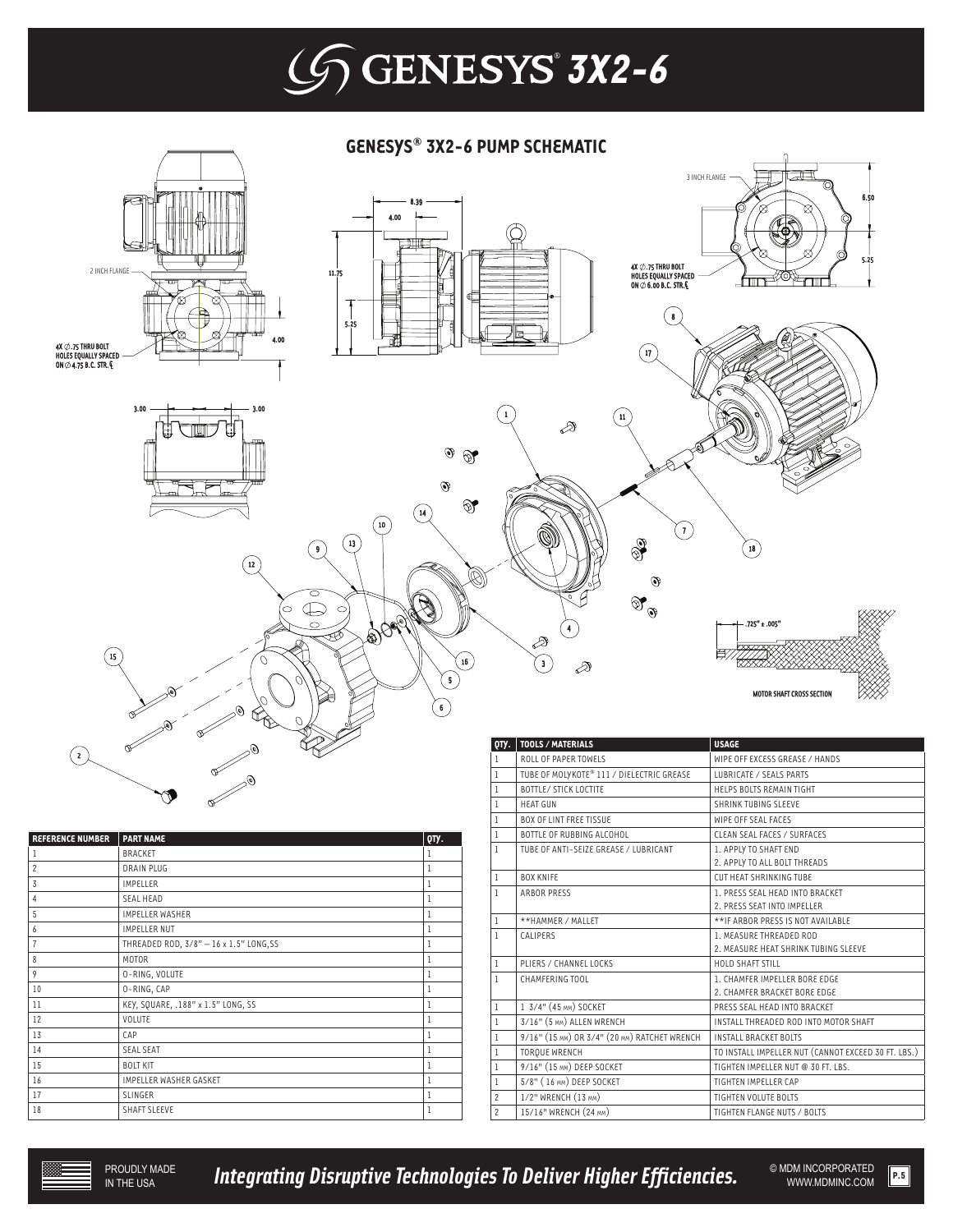# GENESYS® 3X2-6

## GENESYS® 3X2-6 PUMP SCHEMATIC

2 INCH FLANGE
4X ∅.75 THRU BOLT HOLES EQUALLY SPACED ON ∅ 4.75 B.C. STR. ℄
4.00
3.00
3.00
8.39
4.00
11.75
5.25
3 INCH FLANGE
6.50
5.25
4X ∅.75 THRU BOLT HOLES EQUALLY SPACED ON ∅ 6.00 B.C. STR. ℄
.725" ± .005"
MOTOR SHAFT CROSS SECTION

| REFERENCE NUMBER | PART NAME | QTY. |
|---|---|---|
| 1 | BRACKET | 1 |
| 2 | DRAIN PLUG | 1 |
| 3 | IMPELLER | 1 |
| 4 | SEAL HEAD | 1 |
| 5 | IMPELLER WASHER | 1 |
| 6 | IMPELLER NUT | 1 |
| 7 | THREADED ROD, 3/8" – 16 x 1.5" LONG,SS | 1 |
| 8 | MOTOR | 1 |
| 9 | O-RING, VOLUTE | 1 |
| 10 | O-RING, CAP | 1 |
| 11 | KEY, SQUARE, .188" x 1.5" LONG, SS | 1 |
| 12 | VOLUTE | 1 |
| 13 | CAP | 1 |
| 14 | SEAL SEAT | 1 |
| 15 | BOLT KIT | 1 |
| 16 | IMPELLER WASHER GASKET | 1 |
| 17 | SLINGER | 1 |
| 18 | SHAFT SLEEVE | 1 |

| QTY. | TOOLS / MATERIALS | USAGE |
|---|---|---|
| 1 | ROLL OF PAPER TOWELS | WIPE OFF EXCESS GREASE / HANDS |
| 1 | TUBE OF MOLYKOTE® 111 / DIELECTRIC GREASE | LUBRICATE / SEALS PARTS |
| 1 | BOTTLE/ STICK LOCTITE | HELPS BOLTS REMAIN TIGHT |
| 1 | HEAT GUN | SHRINK TUBING SLEEVE |
| 1 | BOX OF LINT FREE TISSUE | WIPE OFF SEAL FACES |
| 1 | BOTTLE OF RUBBING ALCOHOL | CLEAN SEAL FACES / SURFACES |
| 1 | TUBE OF ANTI-SEIZE GREASE / LUBRICANT | 1. APPLY TO SHAFT END<br>2. APPLY TO ALL BOLT THREADS |
| 1 | BOX KNIFE | CUT HEAT SHRINKING TUBE |
| 1 | ARBOR PRESS | 1. PRESS SEAL HEAD INTO BRACKET<br>2. PRESS SEAT INTO IMPELLER |
| 1 | **HAMMER / MALLET | **IF ARBOR PRESS IS NOT AVAILABLE |
| 1 | CALIPERS | 1. MEASURE THREADED ROD<br>2. MEASURE HEAT SHRINK TUBING SLEEVE |
| 1 | PLIERS / CHANNEL LOCKS | HOLD SHAFT STILL |
| 1 | CHAMFERING TOOL | 1. CHAMFER IMPELLER BORE EDGE<br>2. CHAMFER BRACKET BORE EDGE |
| 1 | 1 3/4" (45 MM) SOCKET | PRESS SEAL HEAD INTO BRACKET |
| 1 | 3/16" (5 MM) ALLEN WRENCH | INSTALL THREADED ROD INTO MOTOR SHAFT |
| 1 | 9/16" (15 MM) OR 3/4" (20 MM) RATCHET WRENCH | INSTALL BRACKET BOLTS |
| 1 | TORQUE WRENCH | TO INSTALL IMPELLER NUT (CANNOT EXCEED 30 FT. LBS.) |
| 1 | 9/16" (15 MM) DEEP SOCKET | TIGHTEN IMPELLER NUT @ 30 FT. LBS. |
| 1 | 5/8" ( 16 MM) DEEP SOCKET | TIGHTEN IMPELLER CAP |
| 2 | 1/2" WRENCH (13 MM) | TIGHTEN VOLUTE BOLTS |
| 2 | 15/16" WRENCH (24 MM) | TIGHTEN FLANGE NUTS / BOLTS |

PROUDLY MADE IN THE USA

*Integrating Disruptive Technologies To Deliver Higher Efficiencies.*

© MDM INCORPORATED
WWW.MDMINC.COM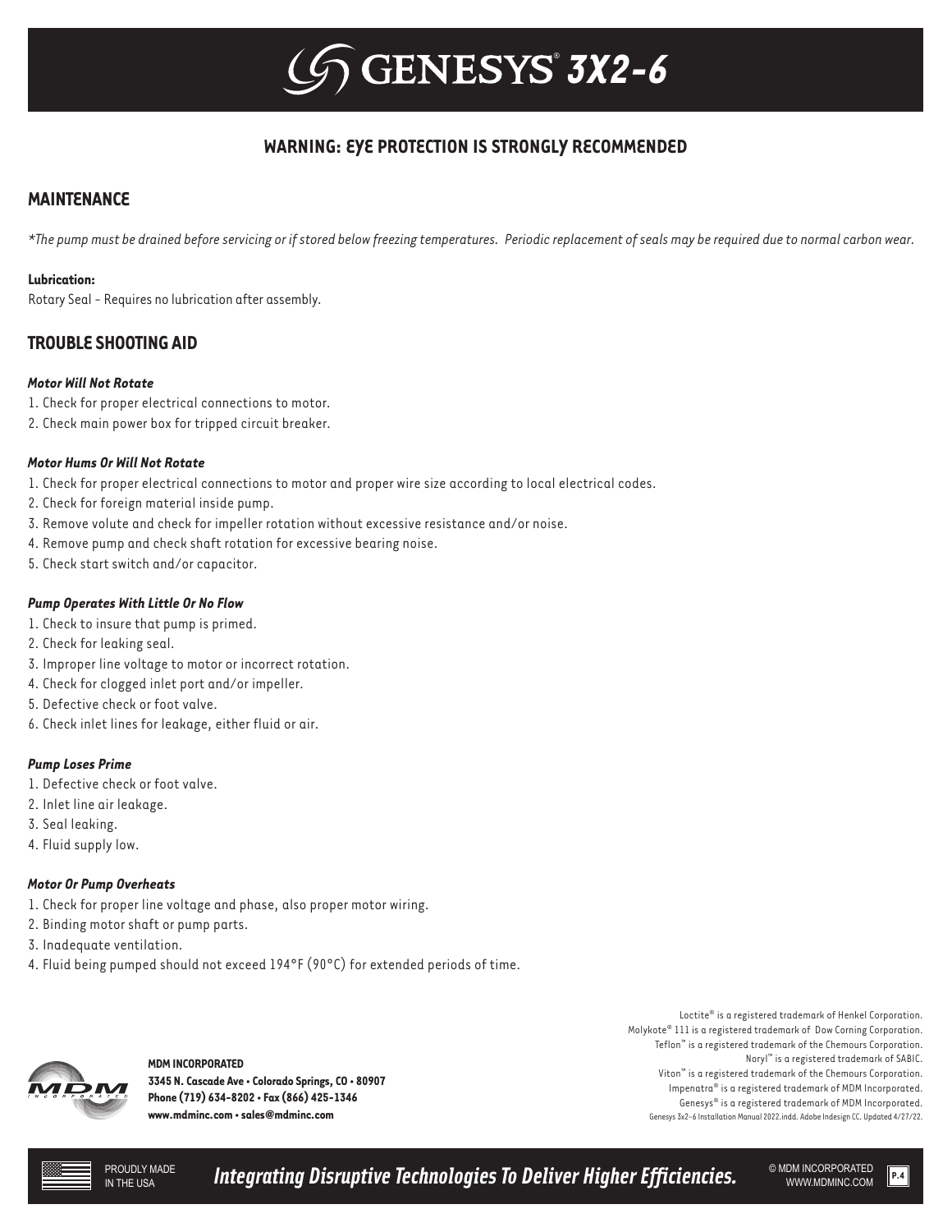# GENESYS® 3X2-6

**WARNING: EYE PROTECTION IS STRONGLY RECOMMENDED**

## MAINTENANCE

*\*The pump must be drained before servicing or if stored below freezing temperatures. Periodic replacement of seals may be required due to normal carbon wear.*

**Lubrication:**
Rotary Seal - Requires no lubrication after assembly.

## TROUBLE SHOOTING AID

***Motor Will Not Rotate***

1. Check for proper electrical connections to motor.
2. Check main power box for tripped circuit breaker.

***Motor Hums Or Will Not Rotate***

1. Check for proper electrical connections to motor and proper wire size according to local electrical codes.
2. Check for foreign material inside pump.
3. Remove volute and check for impeller rotation without excessive resistance and/or noise.
4. Remove pump and check shaft rotation for excessive bearing noise.
5. Check start switch and/or capacitor.

***Pump Operates With Little Or No Flow***

1. Check to insure that pump is primed.
2. Check for leaking seal.
3. Improper line voltage to motor or incorrect rotation.
4. Check for clogged inlet port and/or impeller.
5. Defective check or foot valve.
6. Check inlet lines for leakage, either fluid or air.

***Pump Loses Prime***

1. Defective check or foot valve.
2. Inlet line air leakage.
3. Seal leaking.
4. Fluid supply low.

***Motor Or Pump Overheats***

1. Check for proper line voltage and phase, also proper motor wiring.
2. Binding motor shaft or pump parts.
3. Inadequate ventilation.
4. Fluid being pumped should not exceed 194°F (90°C) for extended periods of time.

**MDM INCORPORATED**
**3345 N. Cascade Ave • Colorado Springs, CO • 80907**
**Phone (719) 634-8202 • Fax (866) 425-1346**
**www.mdminc.com • sales@mdminc.com**

Loctite® is a registered trademark of Henkel Corporation.
Molykote® 111 is a registered trademark of Dow Corning Corporation.
Teflon™ is a registered trademark of the Chemours Corporation.
Noryl™ is a registered trademark of SABIC.
Viton™ is a registered trademark of the Chemours Corporation.
Impenatra® is a registered trademark of MDM Incorporated.
Genesys® is a registered trademark of MDM Incorporated.
Genesys 3x2-6 Installation Manual 2022.indd. Adobe Indesign CC. Updated 4/27/22.

PROUDLY MADE IN THE USA

*Integrating Disruptive Technologies To Deliver Higher Efficiencies.*

© MDM INCORPORATED
WWW.MDMINC.COM